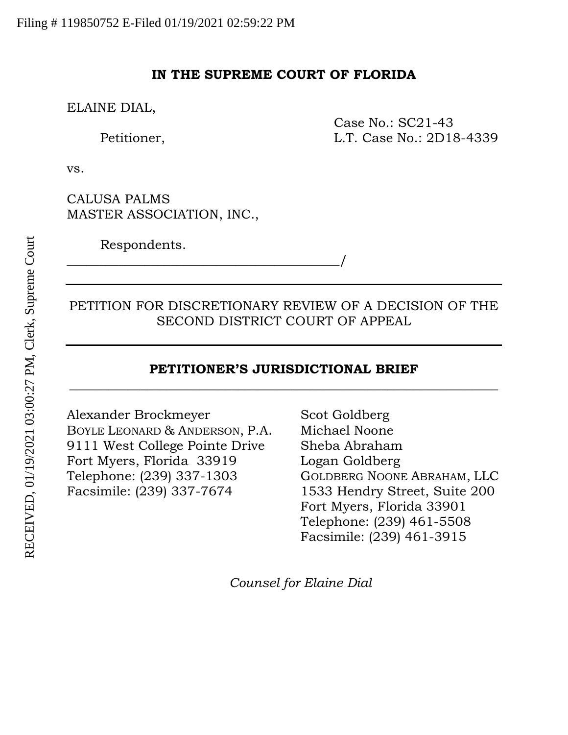Filing # 119850752 E-Filed 01/19/2021 02:59:22 PM

RECEIVED, 01/19/2021 03:00:27 PM, Clerk, Supreme Court

**IN THE SUPREME COURT OF FLORIDA**

ELAINE DIAL,

Petitioner,

Case No.: SC21-43
L.T. Case No.: 2D18-4339

vs.

CALUSA PALMS
MASTER ASSOCIATION, INC.,

Respondents.
_______________________________________/

---

PETITION FOR DISCRETIONARY REVIEW OF A DECISION OF THE SECOND DISTRICT COURT OF APPEAL

---

**PETITIONER'S JURISDICTIONAL BRIEF**

---

Alexander Brockmeyer
BOYLE LEONARD & ANDERSON, P.A.
9111 West College Pointe Drive
Fort Myers, Florida 33919
Telephone: (239) 337-1303
Facsimile: (239) 337-7674

Scot Goldberg
Michael Noone
Sheba Abraham
Logan Goldberg
GOLDBERG NOONE ABRAHAM, LLC
1533 Hendry Street, Suite 200
Fort Myers, Florida 33901
Telephone: (239) 461-5508
Facsimile: (239) 461-3915

*Counsel for Elaine Dial*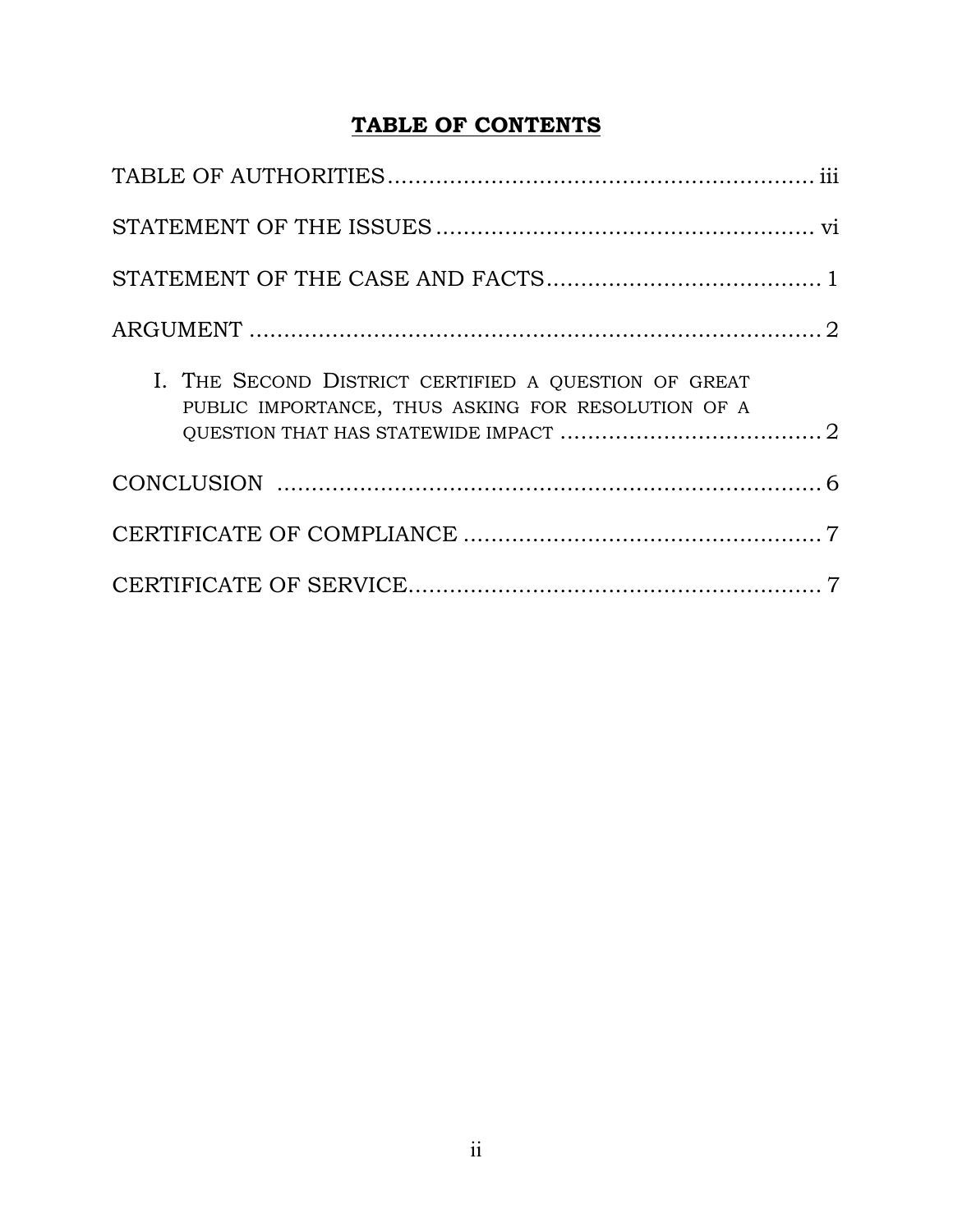## TABLE OF CONTENTS

| | |
|---|---|
| TABLE OF AUTHORITIES | iii |
| STATEMENT OF THE ISSUES | vi |
| STATEMENT OF THE CASE AND FACTS | 1 |
| ARGUMENT | 2 |
| I. THE SECOND DISTRICT CERTIFIED A QUESTION OF GREAT PUBLIC IMPORTANCE, THUS ASKING FOR RESOLUTION OF A QUESTION THAT HAS STATEWIDE IMPACT | 2 |
| CONCLUSION | 6 |
| CERTIFICATE OF COMPLIANCE | 7 |
| CERTIFICATE OF SERVICE | 7 |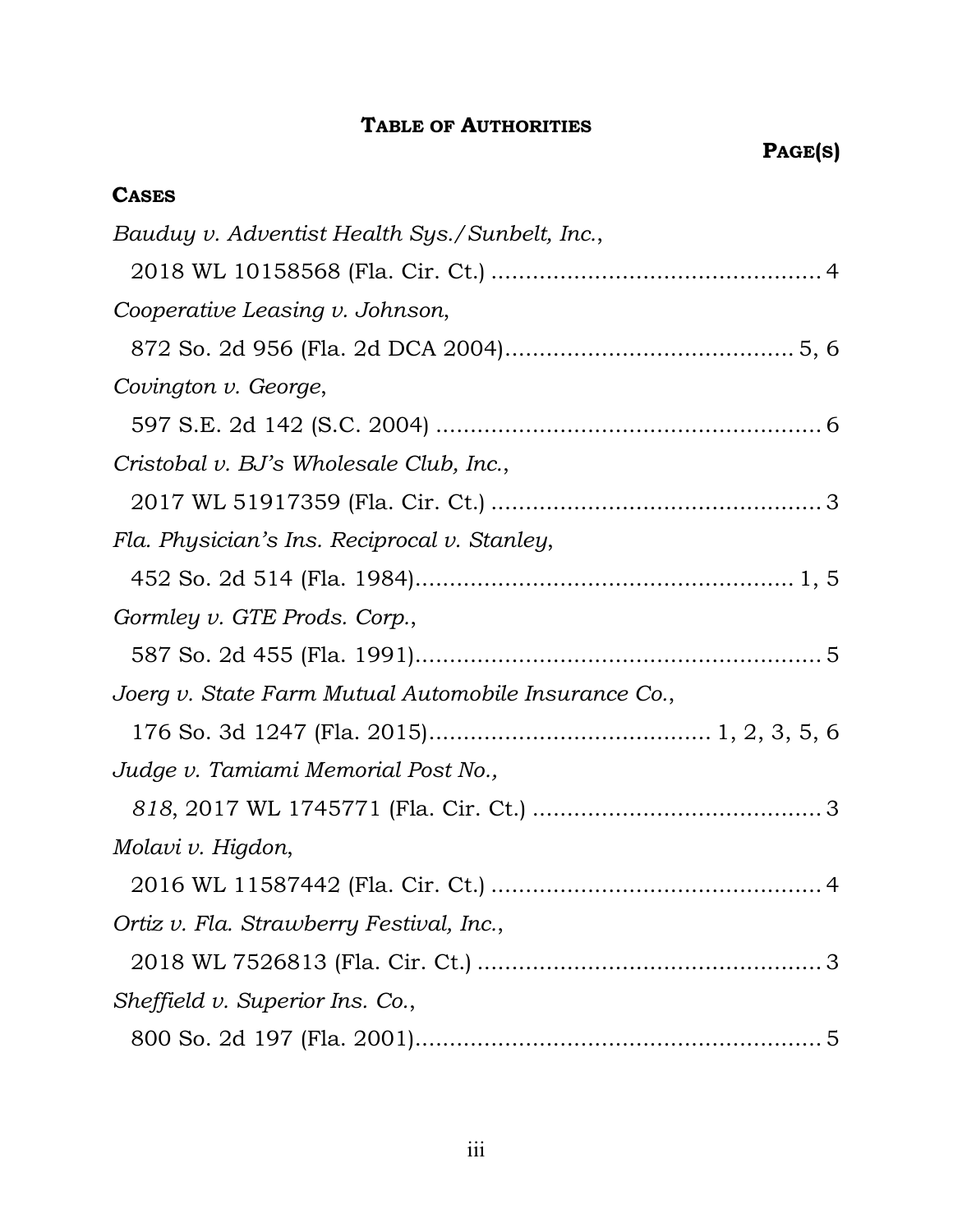# TABLE OF AUTHORITIES

**PAGE(S)**

## CASES

*Bauduy v. Adventist Health Sys./Sunbelt, Inc.*,
2018 WL 10158568 (Fla. Cir. Ct.) .................................................. 4

*Cooperative Leasing v. Johnson*,
872 So. 2d 956 (Fla. 2d DCA 2004)........................................... 5, 6

*Covington v. George*,
597 S.E. 2d 142 (S.C. 2004) ......................................................... 6

*Cristobal v. BJ's Wholesale Club, Inc.*,
2017 WL 51917359 (Fla. Cir. Ct.) .................................................. 3

*Fla. Physician's Ins. Reciprocal v. Stanley*,
452 So. 2d 514 (Fla. 1984)........................................................ 1, 5

*Gormley v. GTE Prods. Corp.*,
587 So. 2d 455 (Fla. 1991)............................................................ 5

*Joerg v. State Farm Mutual Automobile Insurance Co.*,
176 So. 3d 1247 (Fla. 2015)......................................... 1, 2, 3, 5, 6

*Judge v. Tamiami Memorial Post No.,*
*818*, 2017 WL 1745771 (Fla. Cir. Ct.) ........................................... 3

*Molavi v. Higdon*,
2016 WL 11587442 (Fla. Cir. Ct.) .................................................. 4

*Ortiz v. Fla. Strawberry Festival, Inc.*,
2018 WL 7526813 (Fla. Cir. Ct.) .................................................... 3

*Sheffield v. Superior Ins. Co.*,
800 So. 2d 197 (Fla. 2001)............................................................ 5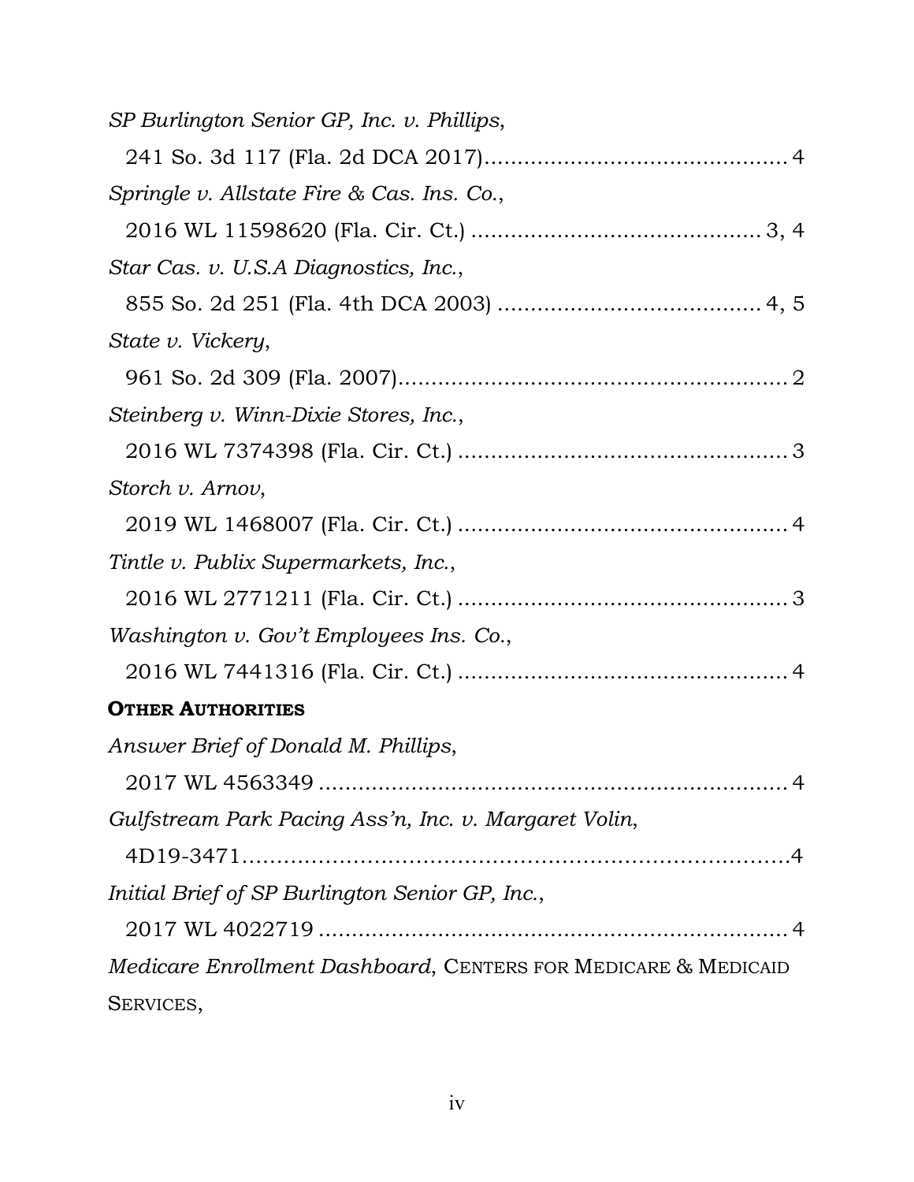*SP Burlington Senior GP, Inc. v. Phillips*,

241 So. 3d 117 (Fla. 2d DCA 2017)............................................. 4

*Springle v. Allstate Fire & Cas. Ins. Co.*,

2016 WL 11598620 (Fla. Cir. Ct.) ............................................ 3, 4

*Star Cas. v. U.S.A Diagnostics, Inc.*,

855 So. 2d 251 (Fla. 4th DCA 2003) ........................................ 4, 5

*State v. Vickery*,

961 So. 2d 309 (Fla. 2007).......................................................... 2

*Steinberg v. Winn-Dixie Stores, Inc.*,

2016 WL 7374398 (Fla. Cir. Ct.) .................................................. 3

*Storch v. Arnov*,

2019 WL 1468007 (Fla. Cir. Ct.) .................................................. 4

*Tintle v. Publix Supermarkets, Inc.*,

2016 WL 2771211 (Fla. Cir. Ct.) .................................................. 3

*Washington v. Gov't Employees Ins. Co.*,

2016 WL 7441316 (Fla. Cir. Ct.) .................................................. 4

**OTHER AUTHORITIES**

*Answer Brief of Donald M. Phillips*,

2017 WL 4563349 ...................................................................... 4

*Gulfstream Park Pacing Ass'n, Inc. v. Margaret Volin*,

4D19-3471.................................................................................4

*Initial Brief of SP Burlington Senior GP, Inc.*,

2017 WL 4022719 ...................................................................... 4

*Medicare Enrollment Dashboard*, CENTERS FOR MEDICARE & MEDICAID SERVICES,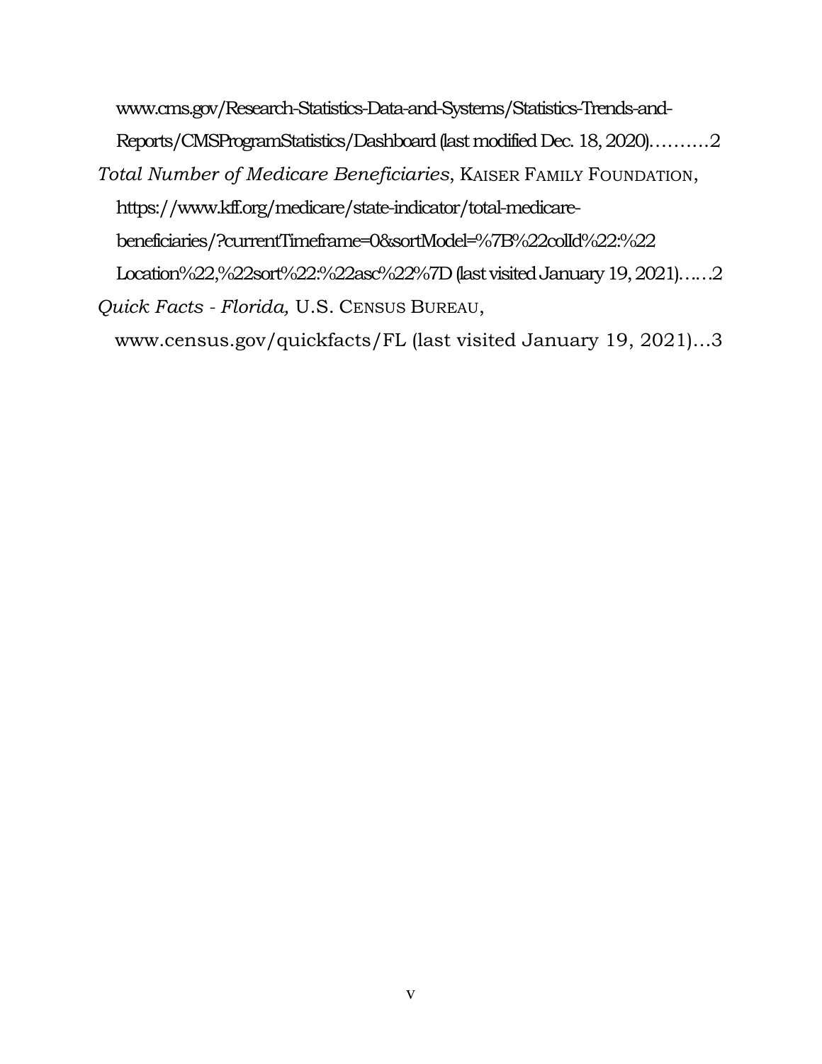www.cms.gov/Research-Statistics-Data-and-Systems/Statistics-Trends-and-Reports/CMSProgramStatistics/Dashboard (last modified Dec. 18, 2020)……….2

*Total Number of Medicare Beneficiaries*, KAISER FAMILY FOUNDATION, https://www.kff.org/medicare/state-indicator/total-medicare-beneficiaries/?currentTimeframe=0&sortModel=%7B%22colId%22:%22Location%22,%22sort%22:%22asc%22%7D (last visited January 19, 2021)…..2

*Quick Facts - Florida,* U.S. CENSUS BUREAU, www.census.gov/quickfacts/FL (last visited January 19, 2021)…3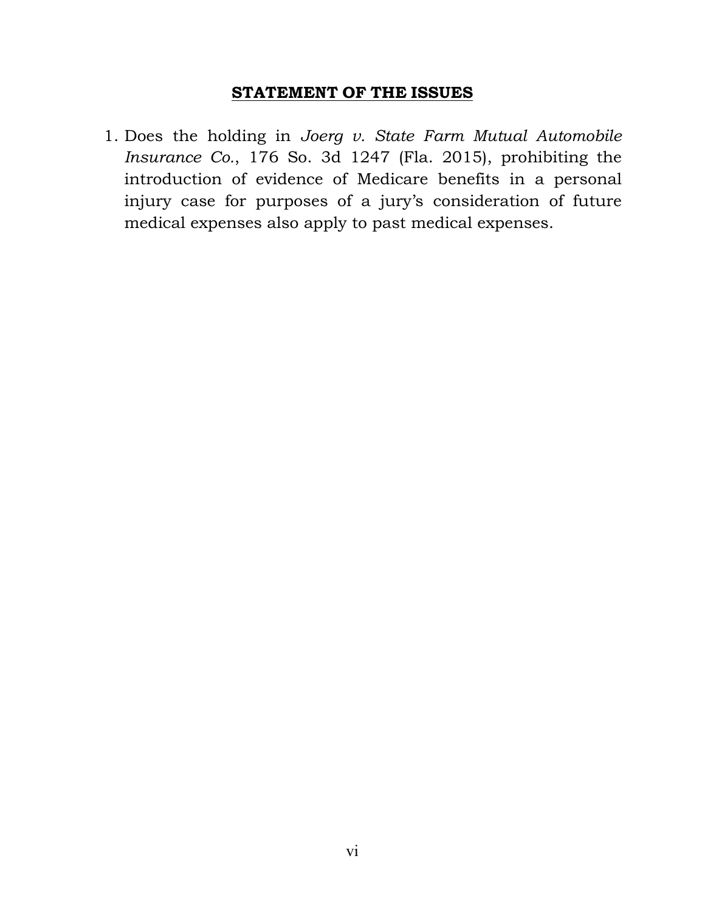## STATEMENT OF THE ISSUES

1. Does the holding in *Joerg v. State Farm Mutual Automobile Insurance Co.*, 176 So. 3d 1247 (Fla. 2015), prohibiting the introduction of evidence of Medicare benefits in a personal injury case for purposes of a jury's consideration of future medical expenses also apply to past medical expenses.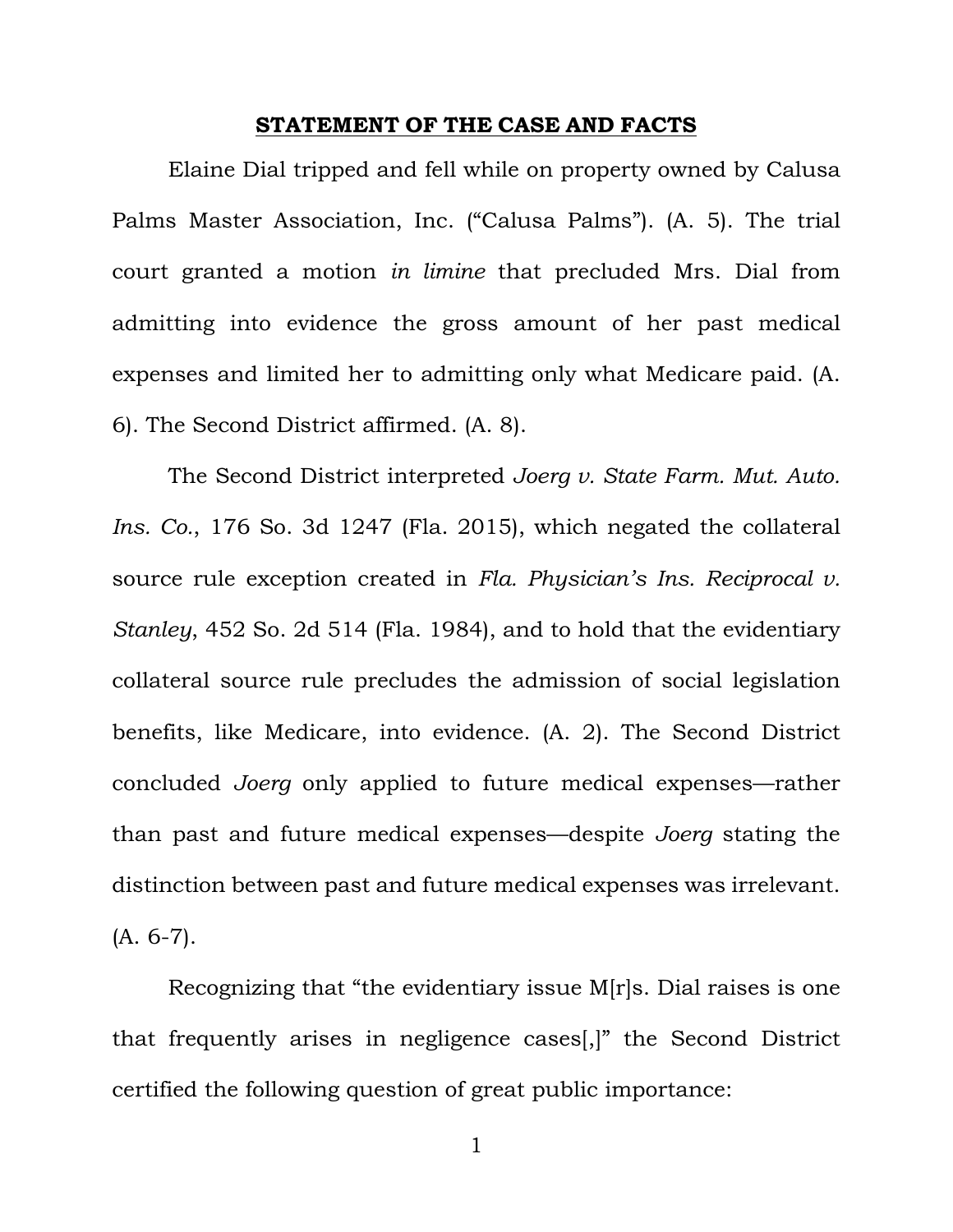## STATEMENT OF THE CASE AND FACTS

Elaine Dial tripped and fell while on property owned by Calusa Palms Master Association, Inc. ("Calusa Palms"). (A. 5). The trial court granted a motion *in limine* that precluded Mrs. Dial from admitting into evidence the gross amount of her past medical expenses and limited her to admitting only what Medicare paid. (A. 6). The Second District affirmed. (A. 8).

The Second District interpreted *Joerg v. State Farm. Mut. Auto. Ins. Co.*, 176 So. 3d 1247 (Fla. 2015), which negated the collateral source rule exception created in *Fla. Physician's Ins. Reciprocal v. Stanley*, 452 So. 2d 514 (Fla. 1984), and to hold that the evidentiary collateral source rule precludes the admission of social legislation benefits, like Medicare, into evidence. (A. 2). The Second District concluded *Joerg* only applied to future medical expenses—rather than past and future medical expenses—despite *Joerg* stating the distinction between past and future medical expenses was irrelevant. (A. 6-7).

Recognizing that "the evidentiary issue M[r]s. Dial raises is one that frequently arises in negligence cases[,]" the Second District certified the following question of great public importance: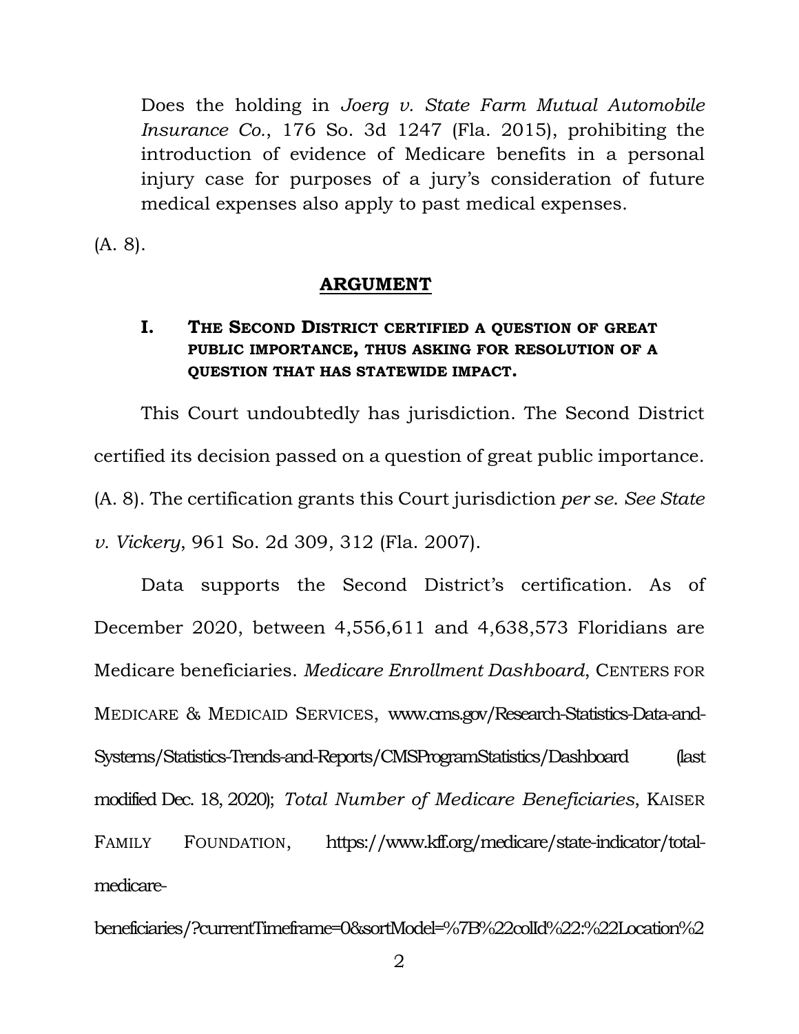> Does the holding in *Joerg v. State Farm Mutual Automobile Insurance Co.*, 176 So. 3d 1247 (Fla. 2015), prohibiting the introduction of evidence of Medicare benefits in a personal injury case for purposes of a jury's consideration of future medical expenses also apply to past medical expenses.

(A. 8).

## ARGUMENT

### I. THE SECOND DISTRICT CERTIFIED A QUESTION OF GREAT PUBLIC IMPORTANCE, THUS ASKING FOR RESOLUTION OF A QUESTION THAT HAS STATEWIDE IMPACT.

This Court undoubtedly has jurisdiction. The Second District certified its decision passed on a question of great public importance. (A. 8). The certification grants this Court jurisdiction *per se*. *See State v. Vickery*, 961 So. 2d 309, 312 (Fla. 2007).

Data supports the Second District's certification. As of December 2020, between 4,556,611 and 4,638,573 Floridians are Medicare beneficiaries. *Medicare Enrollment Dashboard*, CENTERS FOR MEDICARE & MEDICAID SERVICES, www.cms.gov/Research-Statistics-Data-and-Systems/Statistics-Trends-and-Reports/CMSProgramStatistics/Dashboard (last modified Dec. 18, 2020); *Total Number of Medicare Beneficiaries*, KAISER FAMILY FOUNDATION, https://www.kff.org/medicare/state-indicator/total-medicare-beneficiaries/?currentTimeframe=0&sortModel=%7B%22colId%22:%22Location%2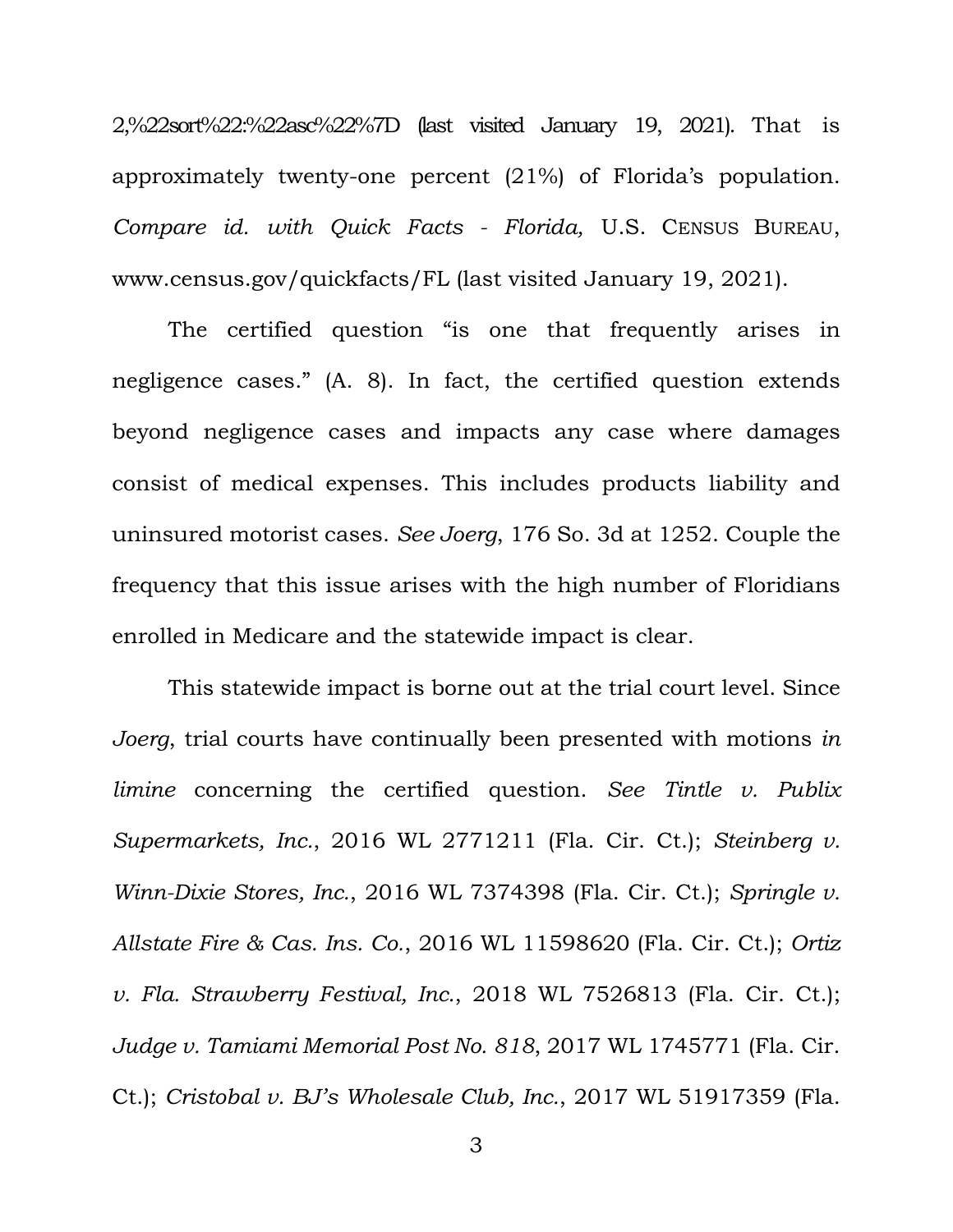2,%22sort%22:%22asc%22%7D (last visited January 19, 2021). That is approximately twenty-one percent (21%) of Florida's population. *Compare id. with Quick Facts - Florida,* U.S. CENSUS BUREAU, www.census.gov/quickfacts/FL (last visited January 19, 2021).

The certified question "is one that frequently arises in negligence cases." (A. 8). In fact, the certified question extends beyond negligence cases and impacts any case where damages consist of medical expenses. This includes products liability and uninsured motorist cases. *See Joerg*, 176 So. 3d at 1252. Couple the frequency that this issue arises with the high number of Floridians enrolled in Medicare and the statewide impact is clear.

This statewide impact is borne out at the trial court level. Since *Joerg*, trial courts have continually been presented with motions *in limine* concerning the certified question. *See Tintle v. Publix Supermarkets, Inc.*, 2016 WL 2771211 (Fla. Cir. Ct.); *Steinberg v. Winn-Dixie Stores, Inc.*, 2016 WL 7374398 (Fla. Cir. Ct.); *Springle v. Allstate Fire & Cas. Ins. Co.*, 2016 WL 11598620 (Fla. Cir. Ct.); *Ortiz v. Fla. Strawberry Festival, Inc.*, 2018 WL 7526813 (Fla. Cir. Ct.); *Judge v. Tamiami Memorial Post No. 818*, 2017 WL 1745771 (Fla. Cir. Ct.); *Cristobal v. BJ's Wholesale Club, Inc.*, 2017 WL 51917359 (Fla.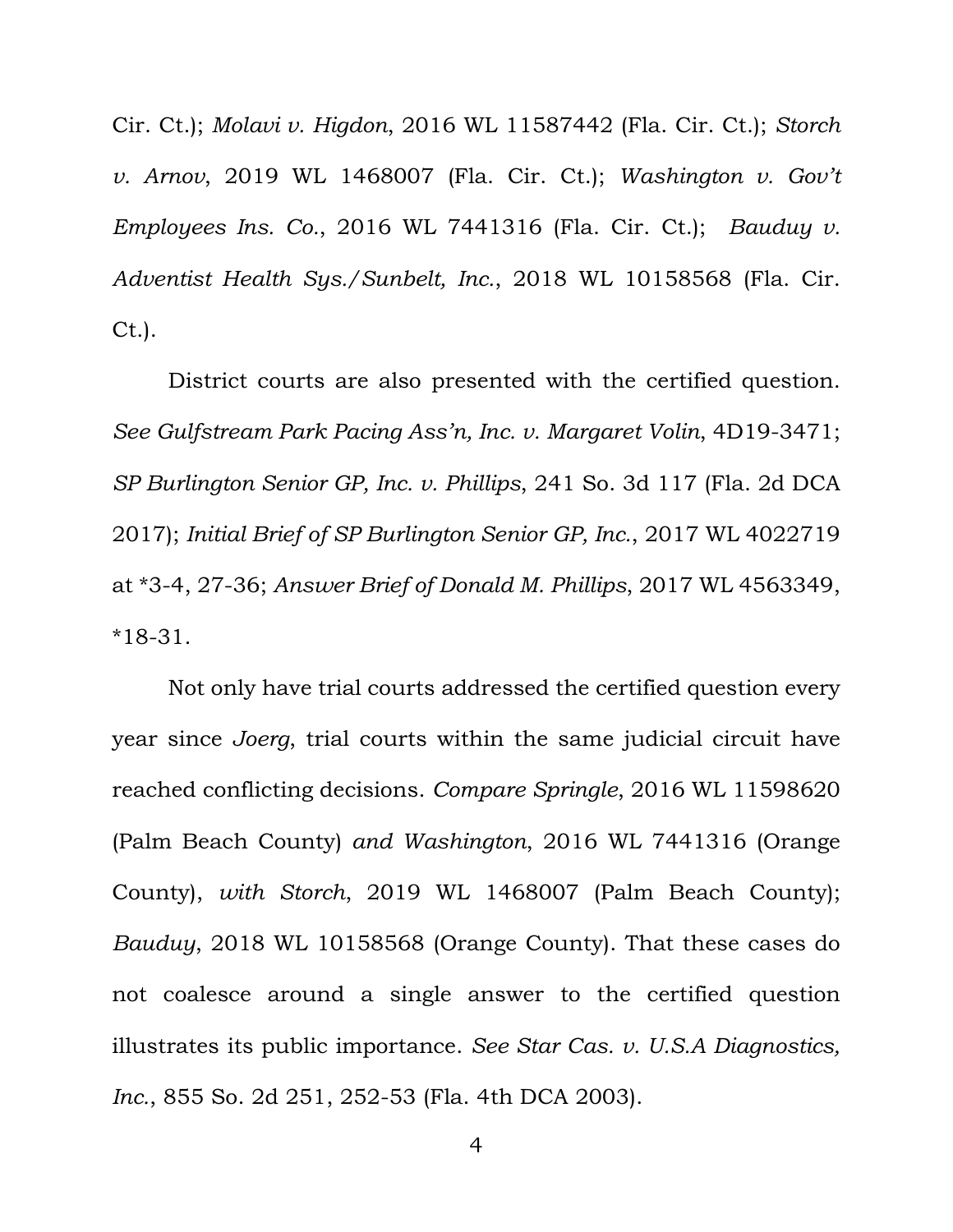Cir. Ct.); *Molavi v. Higdon*, 2016 WL 11587442 (Fla. Cir. Ct.); *Storch v. Arnov*, 2019 WL 1468007 (Fla. Cir. Ct.); *Washington v. Gov't Employees Ins. Co.*, 2016 WL 7441316 (Fla. Cir. Ct.); *Bauduy v. Adventist Health Sys./Sunbelt, Inc.*, 2018 WL 10158568 (Fla. Cir. Ct.).

District courts are also presented with the certified question. *See Gulfstream Park Pacing Ass'n, Inc. v. Margaret Volin*, 4D19-3471; *SP Burlington Senior GP, Inc. v. Phillips*, 241 So. 3d 117 (Fla. 2d DCA 2017); *Initial Brief of SP Burlington Senior GP, Inc.*, 2017 WL 4022719 at *3-4, 27-36; *Answer Brief of Donald M. Phillips*, 2017 WL 4563349, *18-31.

Not only have trial courts addressed the certified question every year since *Joerg*, trial courts within the same judicial circuit have reached conflicting decisions. *Compare Springle*, 2016 WL 11598620 (Palm Beach County) *and Washington*, 2016 WL 7441316 (Orange County), *with Storch*, 2019 WL 1468007 (Palm Beach County); *Bauduy*, 2018 WL 10158568 (Orange County). That these cases do not coalesce around a single answer to the certified question illustrates its public importance. *See Star Cas. v. U.S.A Diagnostics, Inc.*, 855 So. 2d 251, 252-53 (Fla. 4th DCA 2003).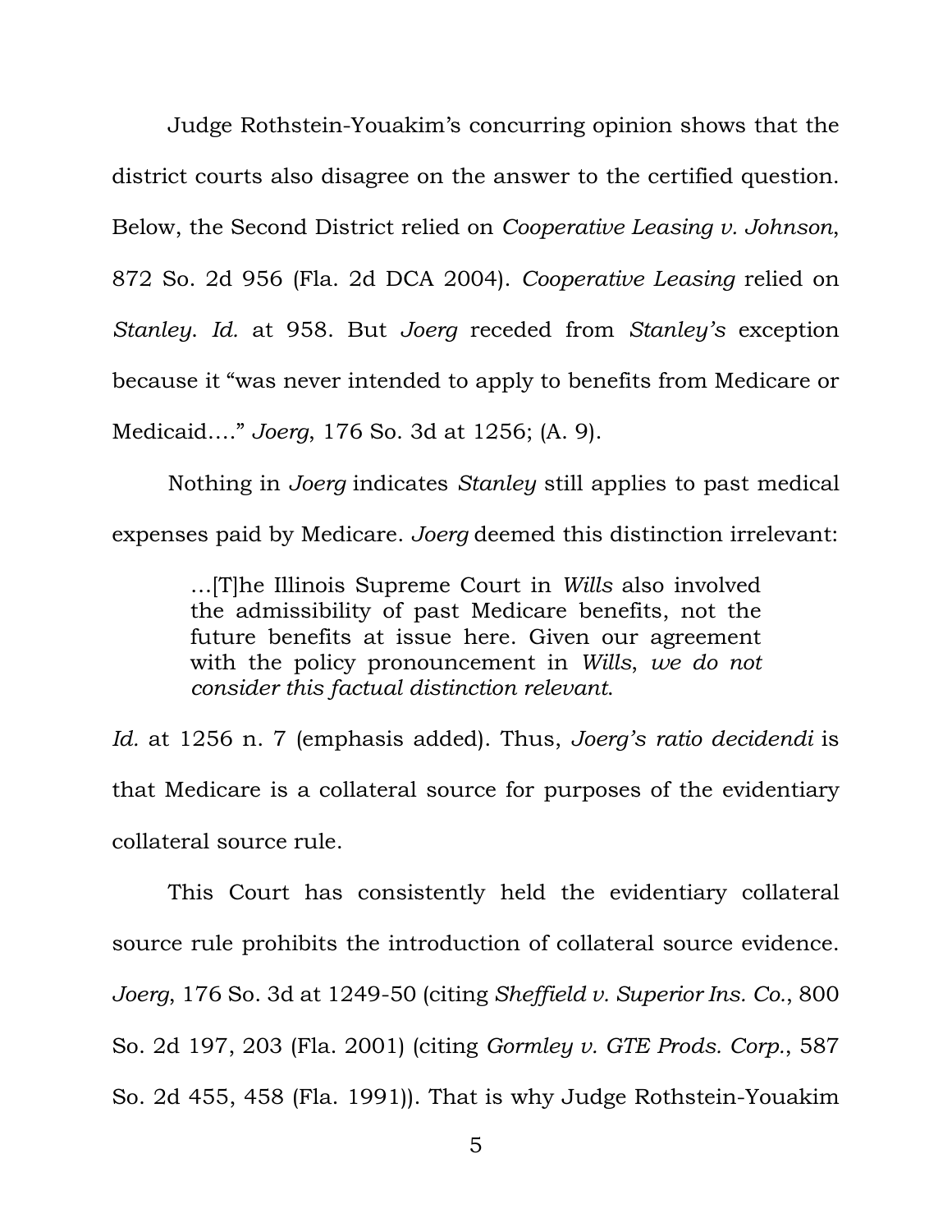Judge Rothstein-Youakim's concurring opinion shows that the district courts also disagree on the answer to the certified question. Below, the Second District relied on *Cooperative Leasing v. Johnson*, 872 So. 2d 956 (Fla. 2d DCA 2004). *Cooperative Leasing* relied on *Stanley*. *Id.* at 958. But *Joerg* receded from *Stanley's* exception because it "was never intended to apply to benefits from Medicare or Medicaid…." *Joerg*, 176 So. 3d at 1256; (A. 9).

Nothing in *Joerg* indicates *Stanley* still applies to past medical expenses paid by Medicare. *Joerg* deemed this distinction irrelevant:

> …[T]he Illinois Supreme Court in *Wills* also involved the admissibility of past Medicare benefits, not the future benefits at issue here. Given our agreement with the policy pronouncement in *Wills*, *we do not consider this factual distinction relevant*.

*Id.* at 1256 n. 7 (emphasis added). Thus, *Joerg's ratio decidendi* is that Medicare is a collateral source for purposes of the evidentiary collateral source rule.

This Court has consistently held the evidentiary collateral source rule prohibits the introduction of collateral source evidence. *Joerg*, 176 So. 3d at 1249-50 (citing *Sheffield v. Superior Ins. Co.*, 800 So. 2d 197, 203 (Fla. 2001) (citing *Gormley v. GTE Prods. Corp.*, 587 So. 2d 455, 458 (Fla. 1991)). That is why Judge Rothstein-Youakim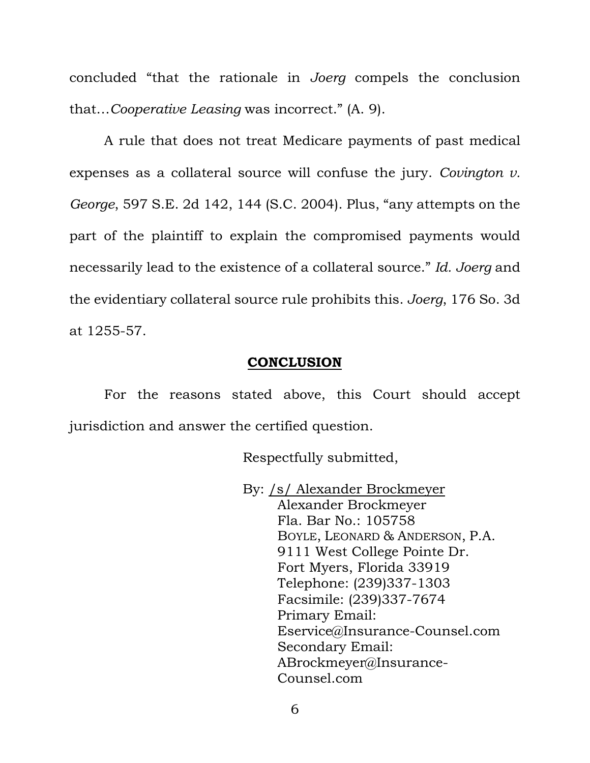concluded "that the rationale in *Joerg* compels the conclusion that…*Cooperative Leasing* was incorrect." (A. 9).

A rule that does not treat Medicare payments of past medical expenses as a collateral source will confuse the jury. *Covington v. George*, 597 S.E. 2d 142, 144 (S.C. 2004). Plus, "any attempts on the part of the plaintiff to explain the compromised payments would necessarily lead to the existence of a collateral source." *Id. Joerg* and the evidentiary collateral source rule prohibits this. *Joerg*, 176 So. 3d at 1255-57.

## CONCLUSION

For the reasons stated above, this Court should accept jurisdiction and answer the certified question.

Respectfully submitted,

By: /s/ Alexander Brockmeyer
Alexander Brockmeyer
Fla. Bar No.: 105758
BOYLE, LEONARD & ANDERSON, P.A.
9111 West College Pointe Dr.
Fort Myers, Florida 33919
Telephone: (239)337-1303
Facsimile: (239)337-7674
Primary Email:
Eservice@Insurance-Counsel.com
Secondary Email:
ABrockmeyer@Insurance-Counsel.com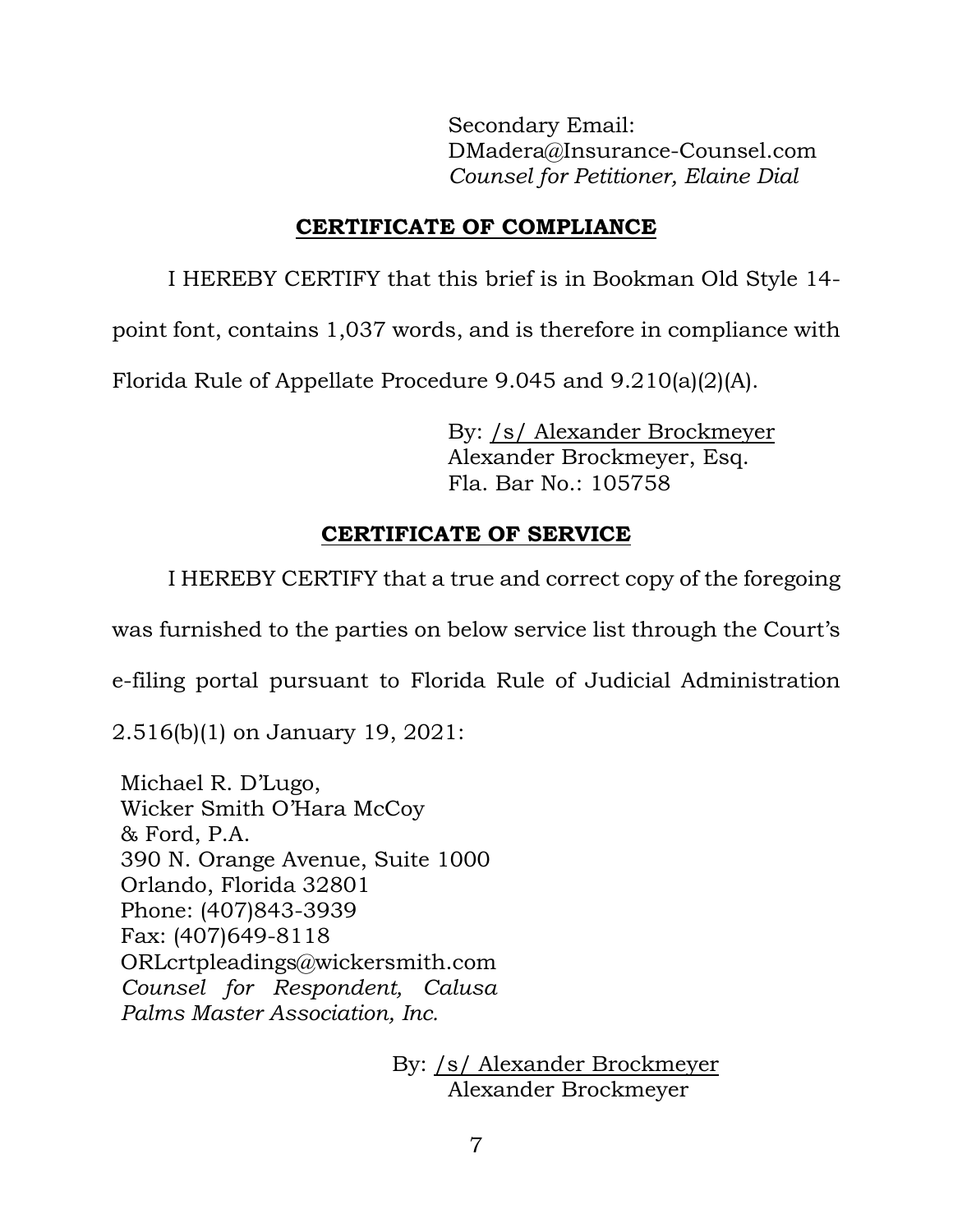Secondary Email:
DMadera@Insurance-Counsel.com
*Counsel for Petitioner, Elaine Dial*

## CERTIFICATE OF COMPLIANCE

I HEREBY CERTIFY that this brief is in Bookman Old Style 14-point font, contains 1,037 words, and is therefore in compliance with Florida Rule of Appellate Procedure 9.045 and 9.210(a)(2)(A).

By: /s/ Alexander Brockmeyer
Alexander Brockmeyer, Esq.
Fla. Bar No.: 105758

## CERTIFICATE OF SERVICE

I HEREBY CERTIFY that a true and correct copy of the foregoing was furnished to the parties on below service list through the Court's e-filing portal pursuant to Florida Rule of Judicial Administration 2.516(b)(1) on January 19, 2021:

Michael R. D'Lugo,
Wicker Smith O'Hara McCoy & Ford, P.A.
390 N. Orange Avenue, Suite 1000
Orlando, Florida 32801
Phone: (407)843-3939
Fax: (407)649-8118
ORLcrtpleadings@wickersmith.com
*Counsel for Respondent, Calusa Palms Master Association, Inc.*

By: /s/ Alexander Brockmeyer
Alexander Brockmeyer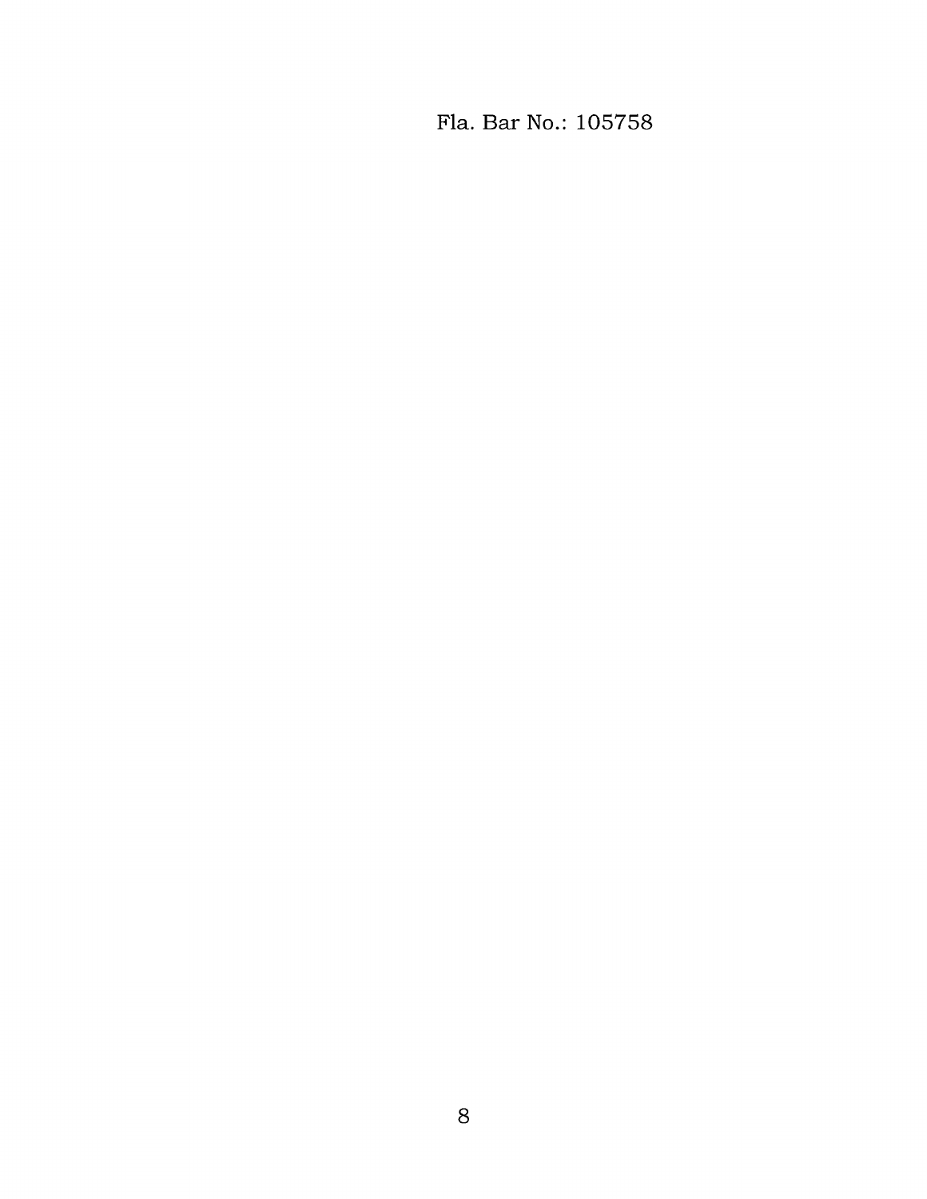Fla. Bar No.: 105758